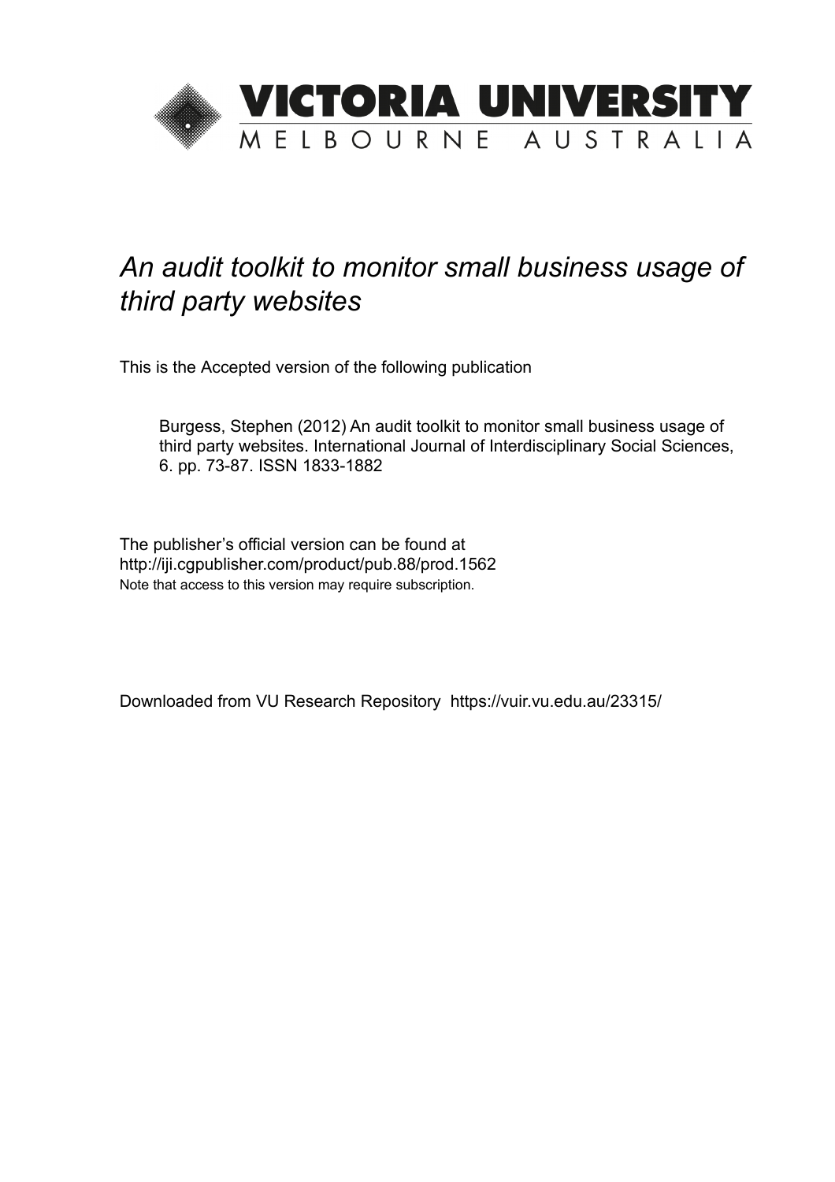VICTORIA UNIVERSITY
MELBOURNE AUSTRALIA

# *An audit toolkit to monitor small business usage of third party websites*

This is the Accepted version of the following publication

Burgess, Stephen (2012) An audit toolkit to monitor small business usage of third party websites. International Journal of Interdisciplinary Social Sciences, 6. pp. 73-87. ISSN 1833-1882

The publisher's official version can be found at
http://iji.cgpublisher.com/product/pub.88/prod.1562
Note that access to this version may require subscription.

Downloaded from VU Research Repository https://vuir.vu.edu.au/23315/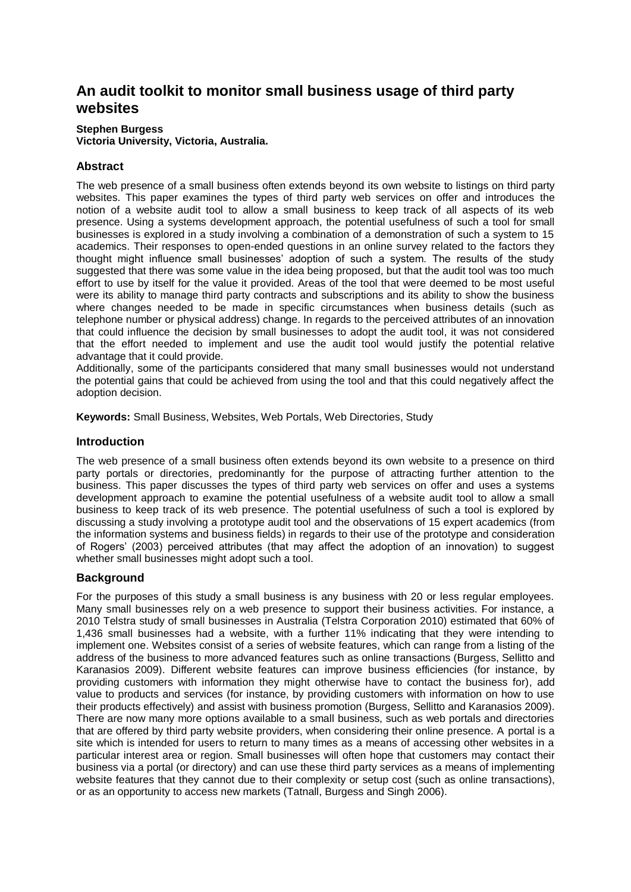# An audit toolkit to monitor small business usage of third party websites

**Stephen Burgess**
**Victoria University, Victoria, Australia.**

## Abstract

The web presence of a small business often extends beyond its own website to listings on third party websites. This paper examines the types of third party web services on offer and introduces the notion of a website audit tool to allow a small business to keep track of all aspects of its web presence. Using a systems development approach, the potential usefulness of such a tool for small businesses is explored in a study involving a combination of a demonstration of such a system to 15 academics. Their responses to open-ended questions in an online survey related to the factors they thought might influence small businesses' adoption of such a system. The results of the study suggested that there was some value in the idea being proposed, but that the audit tool was too much effort to use by itself for the value it provided. Areas of the tool that were deemed to be most useful were its ability to manage third party contracts and subscriptions and its ability to show the business where changes needed to be made in specific circumstances when business details (such as telephone number or physical address) change. In regards to the perceived attributes of an innovation that could influence the decision by small businesses to adopt the audit tool, it was not considered that the effort needed to implement and use the audit tool would justify the potential relative advantage that it could provide.

Additionally, some of the participants considered that many small businesses would not understand the potential gains that could be achieved from using the tool and that this could negatively affect the adoption decision.

**Keywords:** Small Business, Websites, Web Portals, Web Directories, Study

## Introduction

The web presence of a small business often extends beyond its own website to a presence on third party portals or directories, predominantly for the purpose of attracting further attention to the business. This paper discusses the types of third party web services on offer and uses a systems development approach to examine the potential usefulness of a website audit tool to allow a small business to keep track of its web presence. The potential usefulness of such a tool is explored by discussing a study involving a prototype audit tool and the observations of 15 expert academics (from the information systems and business fields) in regards to their use of the prototype and consideration of Rogers' (2003) perceived attributes (that may affect the adoption of an innovation) to suggest whether small businesses might adopt such a tool.

## Background

For the purposes of this study a small business is any business with 20 or less regular employees. Many small businesses rely on a web presence to support their business activities. For instance, a 2010 Telstra study of small businesses in Australia (Telstra Corporation 2010) estimated that 60% of 1,436 small businesses had a website, with a further 11% indicating that they were intending to implement one. Websites consist of a series of website features, which can range from a listing of the address of the business to more advanced features such as online transactions (Burgess, Sellitto and Karanasios 2009). Different website features can improve business efficiencies (for instance, by providing customers with information they might otherwise have to contact the business for), add value to products and services (for instance, by providing customers with information on how to use their products effectively) and assist with business promotion (Burgess, Sellitto and Karanasios 2009). There are now many more options available to a small business, such as web portals and directories that are offered by third party website providers, when considering their online presence. A portal is a site which is intended for users to return to many times as a means of accessing other websites in a particular interest area or region. Small businesses will often hope that customers may contact their business via a portal (or directory) and can use these third party services as a means of implementing website features that they cannot due to their complexity or setup cost (such as online transactions), or as an opportunity to access new markets (Tatnall, Burgess and Singh 2006).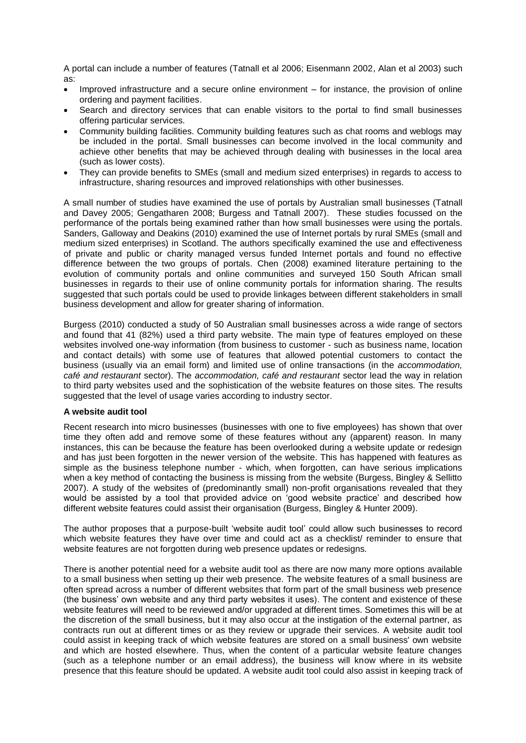A portal can include a number of features (Tatnall et al 2006; Eisenmann 2002, Alan et al 2003) such as:

- Improved infrastructure and a secure online environment – for instance, the provision of online ordering and payment facilities.
- Search and directory services that can enable visitors to the portal to find small businesses offering particular services.
- Community building facilities. Community building features such as chat rooms and weblogs may be included in the portal. Small businesses can become involved in the local community and achieve other benefits that may be achieved through dealing with businesses in the local area (such as lower costs).
- They can provide benefits to SMEs (small and medium sized enterprises) in regards to access to infrastructure, sharing resources and improved relationships with other businesses.

A small number of studies have examined the use of portals by Australian small businesses (Tatnall and Davey 2005; Gengatharen 2008; Burgess and Tatnall 2007). These studies focussed on the performance of the portals being examined rather than how small businesses were using the portals. Sanders, Galloway and Deakins (2010) examined the use of Internet portals by rural SMEs (small and medium sized enterprises) in Scotland. The authors specifically examined the use and effectiveness of private and public or charity managed versus funded Internet portals and found no effective difference between the two groups of portals. Chen (2008) examined literature pertaining to the evolution of community portals and online communities and surveyed 150 South African small businesses in regards to their use of online community portals for information sharing. The results suggested that such portals could be used to provide linkages between different stakeholders in small business development and allow for greater sharing of information.

Burgess (2010) conducted a study of 50 Australian small businesses across a wide range of sectors and found that 41 (82%) used a third party website. The main type of features employed on these websites involved one-way information (from business to customer - such as business name, location and contact details) with some use of features that allowed potential customers to contact the business (usually via an email form) and limited use of online transactions (in the *accommodation, café and restaurant* sector). The *accommodation, café and restaurant* sector lead the way in relation to third party websites used and the sophistication of the website features on those sites. The results suggested that the level of usage varies according to industry sector.

**A website audit tool**

Recent research into micro businesses (businesses with one to five employees) has shown that over time they often add and remove some of these features without any (apparent) reason. In many instances, this can be because the feature has been overlooked during a website update or redesign and has just been forgotten in the newer version of the website. This has happened with features as simple as the business telephone number - which, when forgotten, can have serious implications when a key method of contacting the business is missing from the website (Burgess, Bingley & Sellitto 2007). A study of the websites of (predominantly small) non-profit organisations revealed that they would be assisted by a tool that provided advice on 'good website practice' and described how different website features could assist their organisation (Burgess, Bingley & Hunter 2009).

The author proposes that a purpose-built 'website audit tool' could allow such businesses to record which website features they have over time and could act as a checklist/ reminder to ensure that website features are not forgotten during web presence updates or redesigns.

There is another potential need for a website audit tool as there are now many more options available to a small business when setting up their web presence. The website features of a small business are often spread across a number of different websites that form part of the small business web presence (the business' own website and any third party websites it uses). The content and existence of these website features will need to be reviewed and/or upgraded at different times. Sometimes this will be at the discretion of the small business, but it may also occur at the instigation of the external partner, as contracts run out at different times or as they review or upgrade their services. A website audit tool could assist in keeping track of which website features are stored on a small business' own website and which are hosted elsewhere. Thus, when the content of a particular website feature changes (such as a telephone number or an email address), the business will know where in its website presence that this feature should be updated. A website audit tool could also assist in keeping track of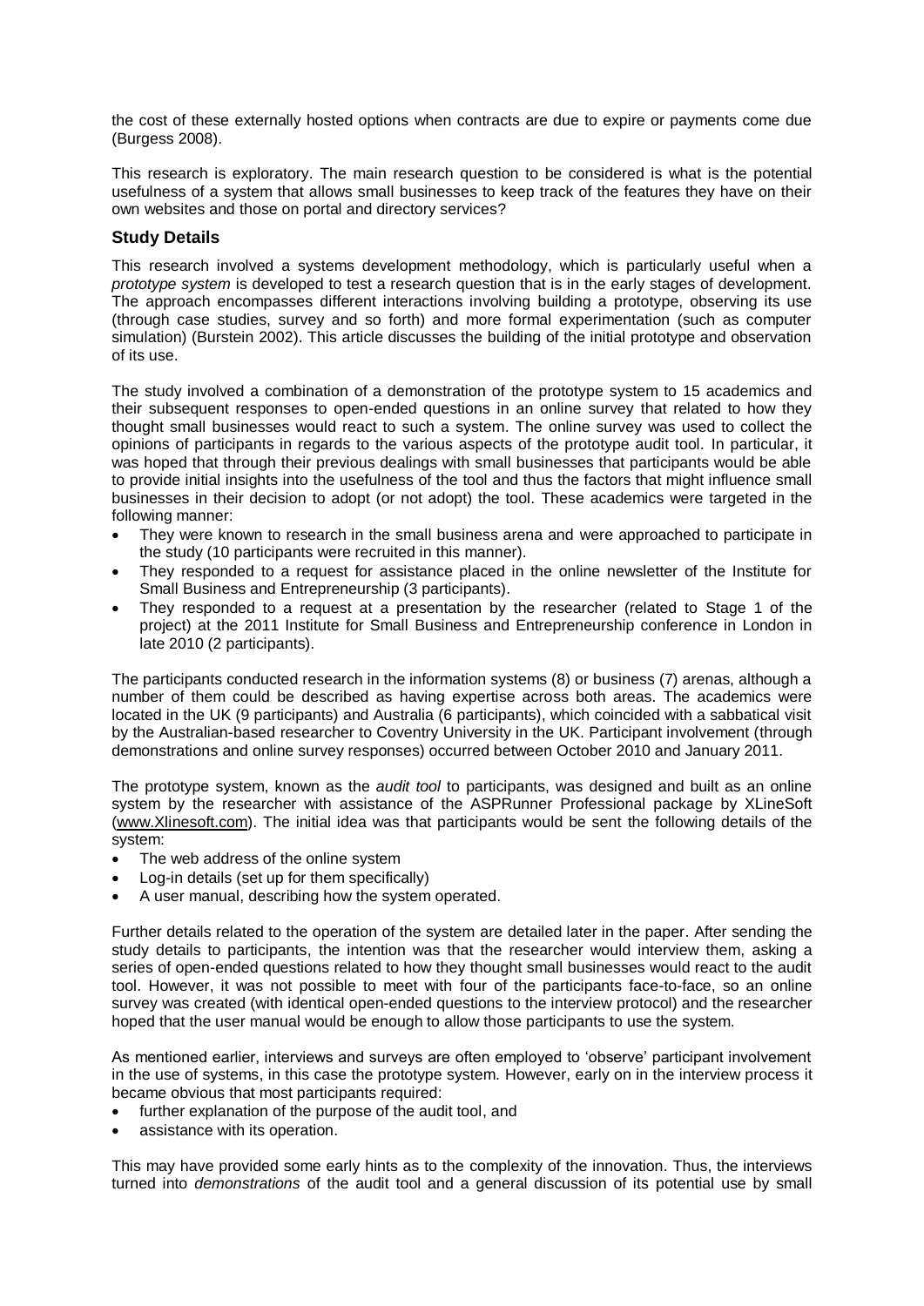the cost of these externally hosted options when contracts are due to expire or payments come due (Burgess 2008).

This research is exploratory. The main research question to be considered is what is the potential usefulness of a system that allows small businesses to keep track of the features they have on their own websites and those on portal and directory services?

## Study Details

This research involved a systems development methodology, which is particularly useful when a *prototype system* is developed to test a research question that is in the early stages of development. The approach encompasses different interactions involving building a prototype, observing its use (through case studies, survey and so forth) and more formal experimentation (such as computer simulation) (Burstein 2002). This article discusses the building of the initial prototype and observation of its use.

The study involved a combination of a demonstration of the prototype system to 15 academics and their subsequent responses to open-ended questions in an online survey that related to how they thought small businesses would react to such a system. The online survey was used to collect the opinions of participants in regards to the various aspects of the prototype audit tool. In particular, it was hoped that through their previous dealings with small businesses that participants would be able to provide initial insights into the usefulness of the tool and thus the factors that might influence small businesses in their decision to adopt (or not adopt) the tool. These academics were targeted in the following manner:

- They were known to research in the small business arena and were approached to participate in the study (10 participants were recruited in this manner).
- They responded to a request for assistance placed in the online newsletter of the Institute for Small Business and Entrepreneurship (3 participants).
- They responded to a request at a presentation by the researcher (related to Stage 1 of the project) at the 2011 Institute for Small Business and Entrepreneurship conference in London in late 2010 (2 participants).

The participants conducted research in the information systems (8) or business (7) arenas, although a number of them could be described as having expertise across both areas. The academics were located in the UK (9 participants) and Australia (6 participants), which coincided with a sabbatical visit by the Australian-based researcher to Coventry University in the UK. Participant involvement (through demonstrations and online survey responses) occurred between October 2010 and January 2011.

The prototype system, known as the *audit tool* to participants, was designed and built as an online system by the researcher with assistance of the ASPRunner Professional package by XLineSoft (www.Xlinesoft.com). The initial idea was that participants would be sent the following details of the system:

- The web address of the online system
- Log-in details (set up for them specifically)
- A user manual, describing how the system operated.

Further details related to the operation of the system are detailed later in the paper. After sending the study details to participants, the intention was that the researcher would interview them, asking a series of open-ended questions related to how they thought small businesses would react to the audit tool. However, it was not possible to meet with four of the participants face-to-face, so an online survey was created (with identical open-ended questions to the interview protocol) and the researcher hoped that the user manual would be enough to allow those participants to use the system.

As mentioned earlier, interviews and surveys are often employed to 'observe' participant involvement in the use of systems, in this case the prototype system. However, early on in the interview process it became obvious that most participants required:

- further explanation of the purpose of the audit tool, and
- assistance with its operation.

This may have provided some early hints as to the complexity of the innovation. Thus, the interviews turned into *demonstrations* of the audit tool and a general discussion of its potential use by small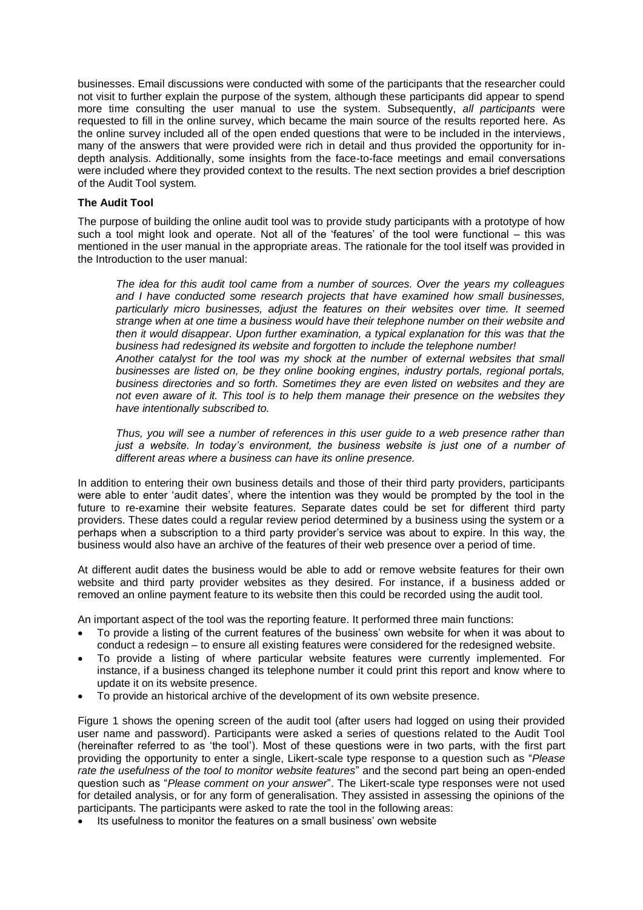businesses. Email discussions were conducted with some of the participants that the researcher could not visit to further explain the purpose of the system, although these participants did appear to spend more time consulting the user manual to use the system. Subsequently, *all participants* were requested to fill in the online survey, which became the main source of the results reported here. As the online survey included all of the open ended questions that were to be included in the interviews, many of the answers that were provided were rich in detail and thus provided the opportunity for in-depth analysis. Additionally, some insights from the face-to-face meetings and email conversations were included where they provided context to the results. The next section provides a brief description of the Audit Tool system.

**The Audit Tool**

The purpose of building the online audit tool was to provide study participants with a prototype of how such a tool might look and operate. Not all of the 'features' of the tool were functional – this was mentioned in the user manual in the appropriate areas. The rationale for the tool itself was provided in the Introduction to the user manual:

> *The idea for this audit tool came from a number of sources. Over the years my colleagues and I have conducted some research projects that have examined how small businesses, particularly micro businesses, adjust the features on their websites over time. It seemed strange when at one time a business would have their telephone number on their website and then it would disappear. Upon further examination, a typical explanation for this was that the business had redesigned its website and forgotten to include the telephone number!*
> *Another catalyst for the tool was my shock at the number of external websites that small businesses are listed on, be they online booking engines, industry portals, regional portals, business directories and so forth. Sometimes they are even listed on websites and they are not even aware of it. This tool is to help them manage their presence on the websites they have intentionally subscribed to.*
>
> *Thus, you will see a number of references in this user guide to a web presence rather than just a website. In today's environment, the business website is just one of a number of different areas where a business can have its online presence.*

In addition to entering their own business details and those of their third party providers, participants were able to enter 'audit dates', where the intention was they would be prompted by the tool in the future to re-examine their website features. Separate dates could be set for different third party providers. These dates could a regular review period determined by a business using the system or a perhaps when a subscription to a third party provider's service was about to expire. In this way, the business would also have an archive of the features of their web presence over a period of time.

At different audit dates the business would be able to add or remove website features for their own website and third party provider websites as they desired. For instance, if a business added or removed an online payment feature to its website then this could be recorded using the audit tool.

An important aspect of the tool was the reporting feature. It performed three main functions:

- To provide a listing of the current features of the business' own website for when it was about to conduct a redesign – to ensure all existing features were considered for the redesigned website.
- To provide a listing of where particular website features were currently implemented. For instance, if a business changed its telephone number it could print this report and know where to update it on its website presence.
- To provide an historical archive of the development of its own website presence.

Figure 1 shows the opening screen of the audit tool (after users had logged on using their provided user name and password). Participants were asked a series of questions related to the Audit Tool (hereinafter referred to as 'the tool'). Most of these questions were in two parts, with the first part providing the opportunity to enter a single, Likert-scale type response to a question such as "*Please rate the usefulness of the tool to monitor website features*" and the second part being an open-ended question such as "*Please comment on your answer*". The Likert-scale type responses were not used for detailed analysis, or for any form of generalisation. They assisted in assessing the opinions of the participants. The participants were asked to rate the tool in the following areas:

- Its usefulness to monitor the features on a small business' own website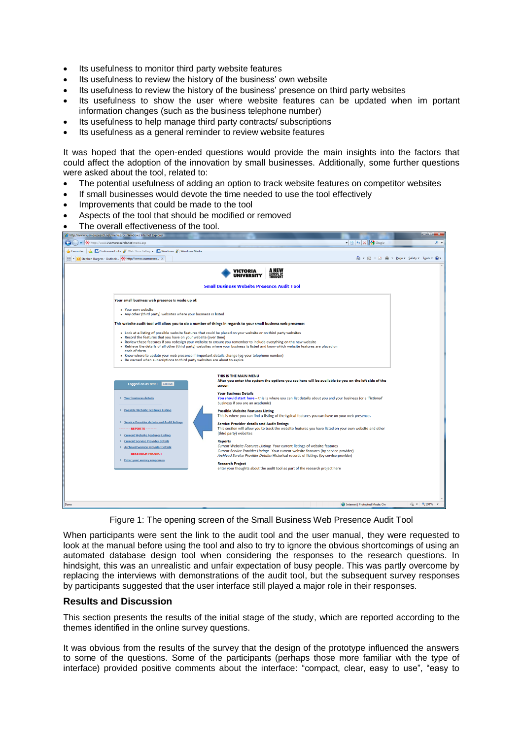- Its usefulness to monitor third party website features
- Its usefulness to review the history of the business' own website
- Its usefulness to review the history of the business' presence on third party websites
- Its usefulness to show the user where website features can be updated when im portant information changes (such as the business telephone number)
- Its usefulness to help manage third party contracts/ subscriptions
- Its usefulness as a general reminder to review website features

It was hoped that the open-ended questions would provide the main insights into the factors that could affect the adoption of the innovation by small businesses. Additionally, some further questions were asked about the tool, related to:

- The potential usefulness of adding an option to track website features on competitor websites
- If small businesses would devote the time needed to use the tool effectively
- Improvements that could be made to the tool
- Aspects of the tool that should be modified or removed
- The overall effectiveness of the tool.

Figure 1: The opening screen of the Small Business Web Presence Audit Tool

When participants were sent the link to the audit tool and the user manual, they were requested to look at the manual before using the tool and also to try to ignore the obvious shortcomings of using an automated database design tool when considering the responses to the research questions. In hindsight, this was an unrealistic and unfair expectation of busy people. This was partly overcome by replacing the interviews with demonstrations of the audit tool, but the subsequent survey responses by participants suggested that the user interface still played a major role in their responses.

## Results and Discussion

This section presents the results of the initial stage of the study, which are reported according to the themes identified in the online survey questions.

It was obvious from the results of the survey that the design of the prototype influenced the answers to some of the questions. Some of the participants (perhaps those more familiar with the type of interface) provided positive comments about the interface: "compact, clear, easy to use", "easy to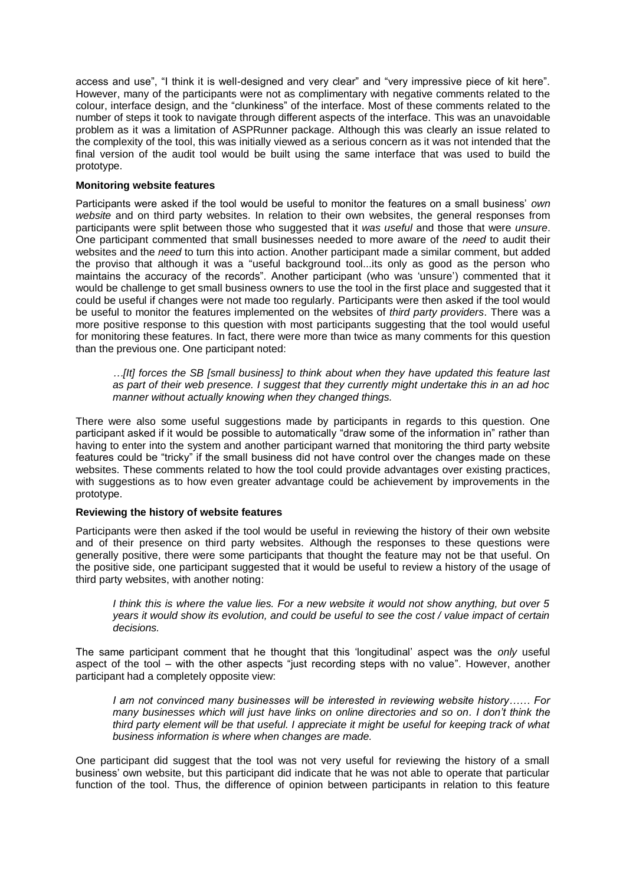access and use", "I think it is well-designed and very clear" and "very impressive piece of kit here". However, many of the participants were not as complimentary with negative comments related to the colour, interface design, and the "clunkiness" of the interface. Most of these comments related to the number of steps it took to navigate through different aspects of the interface. This was an unavoidable problem as it was a limitation of ASPRunner package. Although this was clearly an issue related to the complexity of the tool, this was initially viewed as a serious concern as it was not intended that the final version of the audit tool would be built using the same interface that was used to build the prototype.

**Monitoring website features**

Participants were asked if the tool would be useful to monitor the features on a small business' *own website* and on third party websites. In relation to their own websites, the general responses from participants were split between those who suggested that it *was useful* and those that were *unsure*. One participant commented that small businesses needed to more aware of the *need* to audit their websites and the *need* to turn this into action. Another participant made a similar comment, but added the proviso that although it was a "useful background tool...its only as good as the person who maintains the accuracy of the records". Another participant (who was 'unsure') commented that it would be challenge to get small business owners to use the tool in the first place and suggested that it could be useful if changes were not made too regularly. Participants were then asked if the tool would be useful to monitor the features implemented on the websites of *third party providers*. There was a more positive response to this question with most participants suggesting that the tool would useful for monitoring these features. In fact, there were more than twice as many comments for this question than the previous one. One participant noted:

> *…[It] forces the SB [small business] to think about when they have updated this feature last as part of their web presence. I suggest that they currently might undertake this in an ad hoc manner without actually knowing when they changed things.*

There were also some useful suggestions made by participants in regards to this question. One participant asked if it would be possible to automatically "draw some of the information in" rather than having to enter into the system and another participant warned that monitoring the third party website features could be "tricky" if the small business did not have control over the changes made on these websites. These comments related to how the tool could provide advantages over existing practices, with suggestions as to how even greater advantage could be achievement by improvements in the prototype.

**Reviewing the history of website features**

Participants were then asked if the tool would be useful in reviewing the history of their own website and of their presence on third party websites. Although the responses to these questions were generally positive, there were some participants that thought the feature may not be that useful. On the positive side, one participant suggested that it would be useful to review a history of the usage of third party websites, with another noting:

> *I think this is where the value lies. For a new website it would not show anything, but over 5 years it would show its evolution, and could be useful to see the cost / value impact of certain decisions.*

The same participant comment that he thought that this 'longitudinal' aspect was the *only* useful aspect of the tool – with the other aspects "just recording steps with no value". However, another participant had a completely opposite view:

> *I am not convinced many businesses will be interested in reviewing website history…… For many businesses which will just have links on online directories and so on. I don't think the third party element will be that useful. I appreciate it might be useful for keeping track of what business information is where when changes are made.*

One participant did suggest that the tool was not very useful for reviewing the history of a small business' own website, but this participant did indicate that he was not able to operate that particular function of the tool. Thus, the difference of opinion between participants in relation to this feature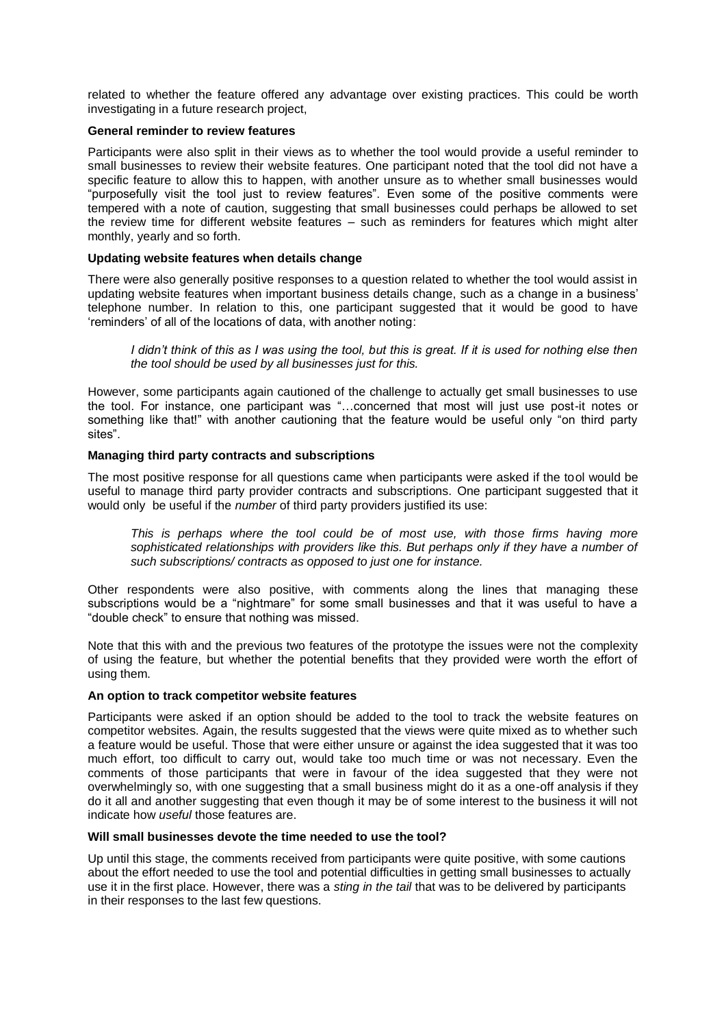related to whether the feature offered any advantage over existing practices. This could be worth investigating in a future research project,

**General reminder to review features**

Participants were also split in their views as to whether the tool would provide a useful reminder to small businesses to review their website features. One participant noted that the tool did not have a specific feature to allow this to happen, with another unsure as to whether small businesses would "purposefully visit the tool just to review features". Even some of the positive comments were tempered with a note of caution, suggesting that small businesses could perhaps be allowed to set the review time for different website features – such as reminders for features which might alter monthly, yearly and so forth.

**Updating website features when details change**

There were also generally positive responses to a question related to whether the tool would assist in updating website features when important business details change, such as a change in a business' telephone number. In relation to this, one participant suggested that it would be good to have 'reminders' of all of the locations of data, with another noting:

> *I didn't think of this as I was using the tool, but this is great. If it is used for nothing else then the tool should be used by all businesses just for this.*

However, some participants again cautioned of the challenge to actually get small businesses to use the tool. For instance, one participant was "…concerned that most will just use post-it notes or something like that!" with another cautioning that the feature would be useful only "on third party sites".

**Managing third party contracts and subscriptions**

The most positive response for all questions came when participants were asked if the tool would be useful to manage third party provider contracts and subscriptions. One participant suggested that it would only be useful if the *number* of third party providers justified its use:

> *This is perhaps where the tool could be of most use, with those firms having more sophisticated relationships with providers like this. But perhaps only if they have a number of such subscriptions/ contracts as opposed to just one for instance.*

Other respondents were also positive, with comments along the lines that managing these subscriptions would be a "nightmare" for some small businesses and that it was useful to have a "double check" to ensure that nothing was missed.

Note that this with and the previous two features of the prototype the issues were not the complexity of using the feature, but whether the potential benefits that they provided were worth the effort of using them.

**An option to track competitor website features**

Participants were asked if an option should be added to the tool to track the website features on competitor websites. Again, the results suggested that the views were quite mixed as to whether such a feature would be useful. Those that were either unsure or against the idea suggested that it was too much effort, too difficult to carry out, would take too much time or was not necessary. Even the comments of those participants that were in favour of the idea suggested that they were not overwhelmingly so, with one suggesting that a small business might do it as a one-off analysis if they do it all and another suggesting that even though it may be of some interest to the business it will not indicate how *useful* those features are.

**Will small businesses devote the time needed to use the tool?**

Up until this stage, the comments received from participants were quite positive, with some cautions about the effort needed to use the tool and potential difficulties in getting small businesses to actually use it in the first place. However, there was a *sting in the tail* that was to be delivered by participants in their responses to the last few questions.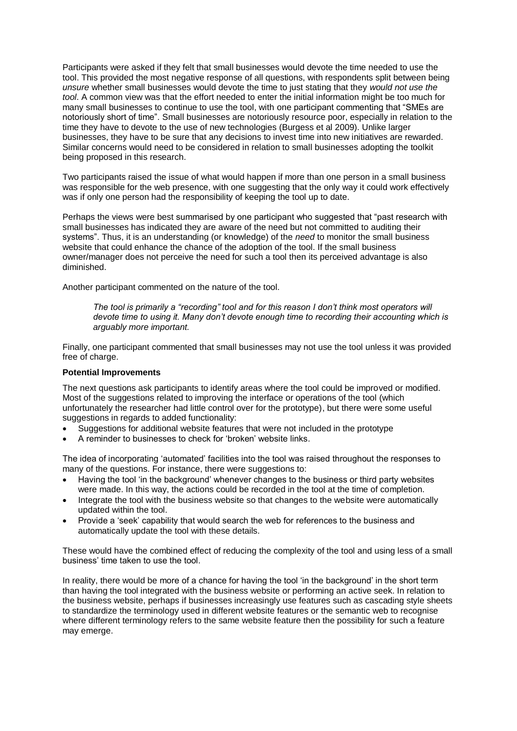Participants were asked if they felt that small businesses would devote the time needed to use the tool. This provided the most negative response of all questions, with respondents split between being *unsure* whether small businesses would devote the time to just stating that they *would not use the tool*. A common view was that the effort needed to enter the initial information might be too much for many small businesses to continue to use the tool, with one participant commenting that "SMEs are notoriously short of time". Small businesses are notoriously resource poor, especially in relation to the time they have to devote to the use of new technologies (Burgess et al 2009). Unlike larger businesses, they have to be sure that any decisions to invest time into new initiatives are rewarded. Similar concerns would need to be considered in relation to small businesses adopting the toolkit being proposed in this research.

Two participants raised the issue of what would happen if more than one person in a small business was responsible for the web presence, with one suggesting that the only way it could work effectively was if only one person had the responsibility of keeping the tool up to date.

Perhaps the views were best summarised by one participant who suggested that "past research with small businesses has indicated they are aware of the need but not committed to auditing their systems". Thus, it is an understanding (or knowledge) of the *need* to monitor the small business website that could enhance the chance of the adoption of the tool. If the small business owner/manager does not perceive the need for such a tool then its perceived advantage is also diminished.

Another participant commented on the nature of the tool.

> *The tool is primarily a "recording" tool and for this reason I don't think most operators will devote time to using it. Many don't devote enough time to recording their accounting which is arguably more important.*

Finally, one participant commented that small businesses may not use the tool unless it was provided free of charge.

**Potential Improvements**

The next questions ask participants to identify areas where the tool could be improved or modified. Most of the suggestions related to improving the interface or operations of the tool (which unfortunately the researcher had little control over for the prototype), but there were some useful suggestions in regards to added functionality:

- Suggestions for additional website features that were not included in the prototype
- A reminder to businesses to check for 'broken' website links.

The idea of incorporating 'automated' facilities into the tool was raised throughout the responses to many of the questions. For instance, there were suggestions to:

- Having the tool 'in the background' whenever changes to the business or third party websites were made. In this way, the actions could be recorded in the tool at the time of completion.
- Integrate the tool with the business website so that changes to the website were automatically updated within the tool.
- Provide a 'seek' capability that would search the web for references to the business and automatically update the tool with these details.

These would have the combined effect of reducing the complexity of the tool and using less of a small business' time taken to use the tool.

In reality, there would be more of a chance for having the tool 'in the background' in the short term than having the tool integrated with the business website or performing an active seek. In relation to the business website, perhaps if businesses increasingly use features such as cascading style sheets to standardize the terminology used in different website features or the semantic web to recognise where different terminology refers to the same website feature then the possibility for such a feature may emerge.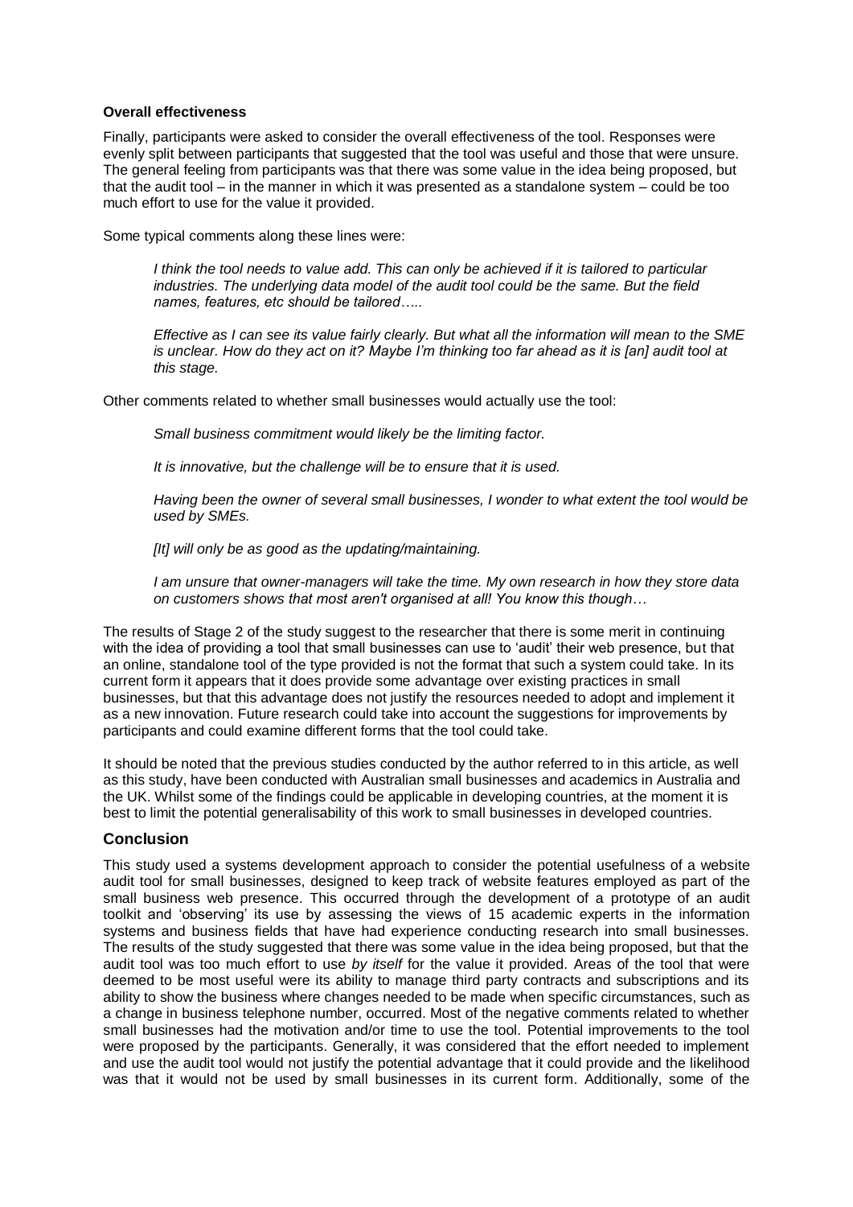**Overall effectiveness**

Finally, participants were asked to consider the overall effectiveness of the tool. Responses were evenly split between participants that suggested that the tool was useful and those that were unsure. The general feeling from participants was that there was some value in the idea being proposed, but that the audit tool – in the manner in which it was presented as a standalone system – could be too much effort to use for the value it provided.

Some typical comments along these lines were:

> *I think the tool needs to value add. This can only be achieved if it is tailored to particular industries. The underlying data model of the audit tool could be the same. But the field names, features, etc should be tailored…..*

> *Effective as I can see its value fairly clearly. But what all the information will mean to the SME is unclear. How do they act on it? Maybe I'm thinking too far ahead as it is [an] audit tool at this stage.*

Other comments related to whether small businesses would actually use the tool:

> *Small business commitment would likely be the limiting factor.*

> *It is innovative, but the challenge will be to ensure that it is used.*

> *Having been the owner of several small businesses, I wonder to what extent the tool would be used by SMEs.*

> *[It] will only be as good as the updating/maintaining.*

> *I am unsure that owner-managers will take the time. My own research in how they store data on customers shows that most aren't organised at all! You know this though…*

The results of Stage 2 of the study suggest to the researcher that there is some merit in continuing with the idea of providing a tool that small businesses can use to 'audit' their web presence, but that an online, standalone tool of the type provided is not the format that such a system could take. In its current form it appears that it does provide some advantage over existing practices in small businesses, but that this advantage does not justify the resources needed to adopt and implement it as a new innovation. Future research could take into account the suggestions for improvements by participants and could examine different forms that the tool could take.

It should be noted that the previous studies conducted by the author referred to in this article, as well as this study, have been conducted with Australian small businesses and academics in Australia and the UK. Whilst some of the findings could be applicable in developing countries, at the moment it is best to limit the potential generalisability of this work to small businesses in developed countries.

## Conclusion

This study used a systems development approach to consider the potential usefulness of a website audit tool for small businesses, designed to keep track of website features employed as part of the small business web presence. This occurred through the development of a prototype of an audit toolkit and 'observing' its use by assessing the views of 15 academic experts in the information systems and business fields that have had experience conducting research into small businesses. The results of the study suggested that there was some value in the idea being proposed, but that the audit tool was too much effort to use *by itself* for the value it provided. Areas of the tool that were deemed to be most useful were its ability to manage third party contracts and subscriptions and its ability to show the business where changes needed to be made when specific circumstances, such as a change in business telephone number, occurred. Most of the negative comments related to whether small businesses had the motivation and/or time to use the tool. Potential improvements to the tool were proposed by the participants. Generally, it was considered that the effort needed to implement and use the audit tool would not justify the potential advantage that it could provide and the likelihood was that it would not be used by small businesses in its current form. Additionally, some of the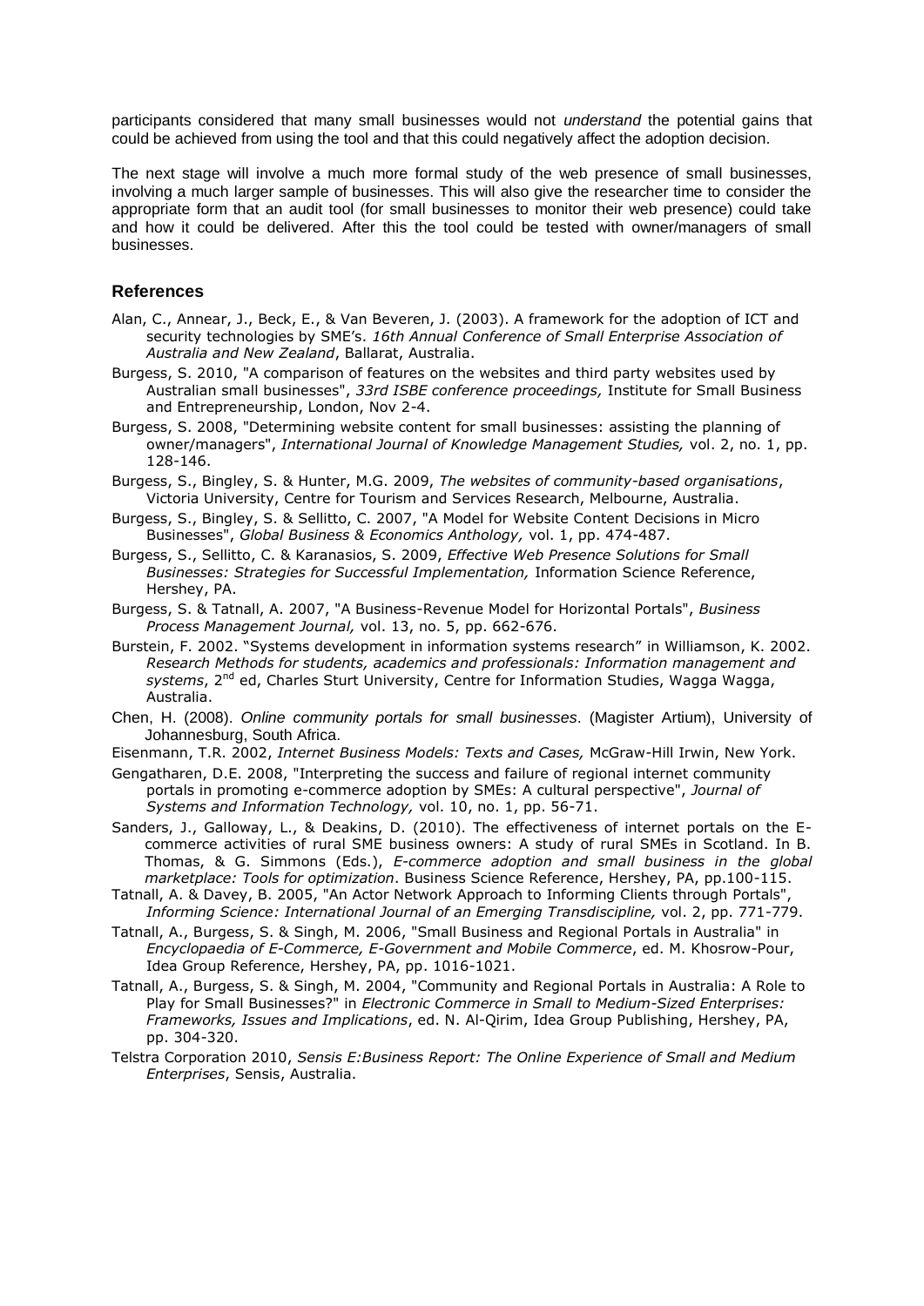participants considered that many small businesses would not *understand* the potential gains that could be achieved from using the tool and that this could negatively affect the adoption decision.

The next stage will involve a much more formal study of the web presence of small businesses, involving a much larger sample of businesses. This will also give the researcher time to consider the appropriate form that an audit tool (for small businesses to monitor their web presence) could take and how it could be delivered. After this the tool could be tested with owner/managers of small businesses.

## References

Alan, C., Annear, J., Beck, E., & Van Beveren, J. (2003). A framework for the adoption of ICT and security technologies by SME's. *16th Annual Conference of Small Enterprise Association of Australia and New Zealand*, Ballarat, Australia.

Burgess, S. 2010, "A comparison of features on the websites and third party websites used by Australian small businesses", *33rd ISBE conference proceedings,* Institute for Small Business and Entrepreneurship, London, Nov 2-4.

Burgess, S. 2008, "Determining website content for small businesses: assisting the planning of owner/managers", *International Journal of Knowledge Management Studies,* vol. 2, no. 1, pp. 128-146.

Burgess, S., Bingley, S. & Hunter, M.G. 2009, *The websites of community-based organisations*, Victoria University, Centre for Tourism and Services Research, Melbourne, Australia.

Burgess, S., Bingley, S. & Sellitto, C. 2007, "A Model for Website Content Decisions in Micro Businesses", *Global Business & Economics Anthology,* vol. 1, pp. 474-487.

Burgess, S., Sellitto, C. & Karanasios, S. 2009, *Effective Web Presence Solutions for Small Businesses: Strategies for Successful Implementation,* Information Science Reference, Hershey, PA.

Burgess, S. & Tatnall, A. 2007, "A Business-Revenue Model for Horizontal Portals", *Business Process Management Journal,* vol. 13, no. 5, pp. 662-676.

Burstein, F. 2002. "Systems development in information systems research" in Williamson, K. 2002. *Research Methods for students, academics and professionals: Information management and systems*, 2nd ed, Charles Sturt University, Centre for Information Studies, Wagga Wagga, Australia.

Chen, H. (2008). *Online community portals for small businesses*. (Magister Artium), University of Johannesburg, South Africa.

Eisenmann, T.R. 2002, *Internet Business Models: Texts and Cases,* McGraw-Hill Irwin, New York.

Gengatharen, D.E. 2008, "Interpreting the success and failure of regional internet community portals in promoting e-commerce adoption by SMEs: A cultural perspective", *Journal of Systems and Information Technology,* vol. 10, no. 1, pp. 56-71.

Sanders, J., Galloway, L., & Deakins, D. (2010). The effectiveness of internet portals on the E-commerce activities of rural SME business owners: A study of rural SMEs in Scotland. In B. Thomas, & G. Simmons (Eds.), *E-commerce adoption and small business in the global marketplace: Tools for optimization*. Business Science Reference, Hershey, PA, pp.100-115.

Tatnall, A. & Davey, B. 2005, "An Actor Network Approach to Informing Clients through Portals", *Informing Science: International Journal of an Emerging Transdiscipline,* vol. 2, pp. 771-779.

Tatnall, A., Burgess, S. & Singh, M. 2006, "Small Business and Regional Portals in Australia" in *Encyclopaedia of E-Commerce, E-Government and Mobile Commerce*, ed. M. Khosrow-Pour, Idea Group Reference, Hershey, PA, pp. 1016-1021.

Tatnall, A., Burgess, S. & Singh, M. 2004, "Community and Regional Portals in Australia: A Role to Play for Small Businesses?" in *Electronic Commerce in Small to Medium-Sized Enterprises: Frameworks, Issues and Implications*, ed. N. Al-Qirim, Idea Group Publishing, Hershey, PA, pp. 304-320.

Telstra Corporation 2010, *Sensis E:Business Report: The Online Experience of Small and Medium Enterprises*, Sensis, Australia.